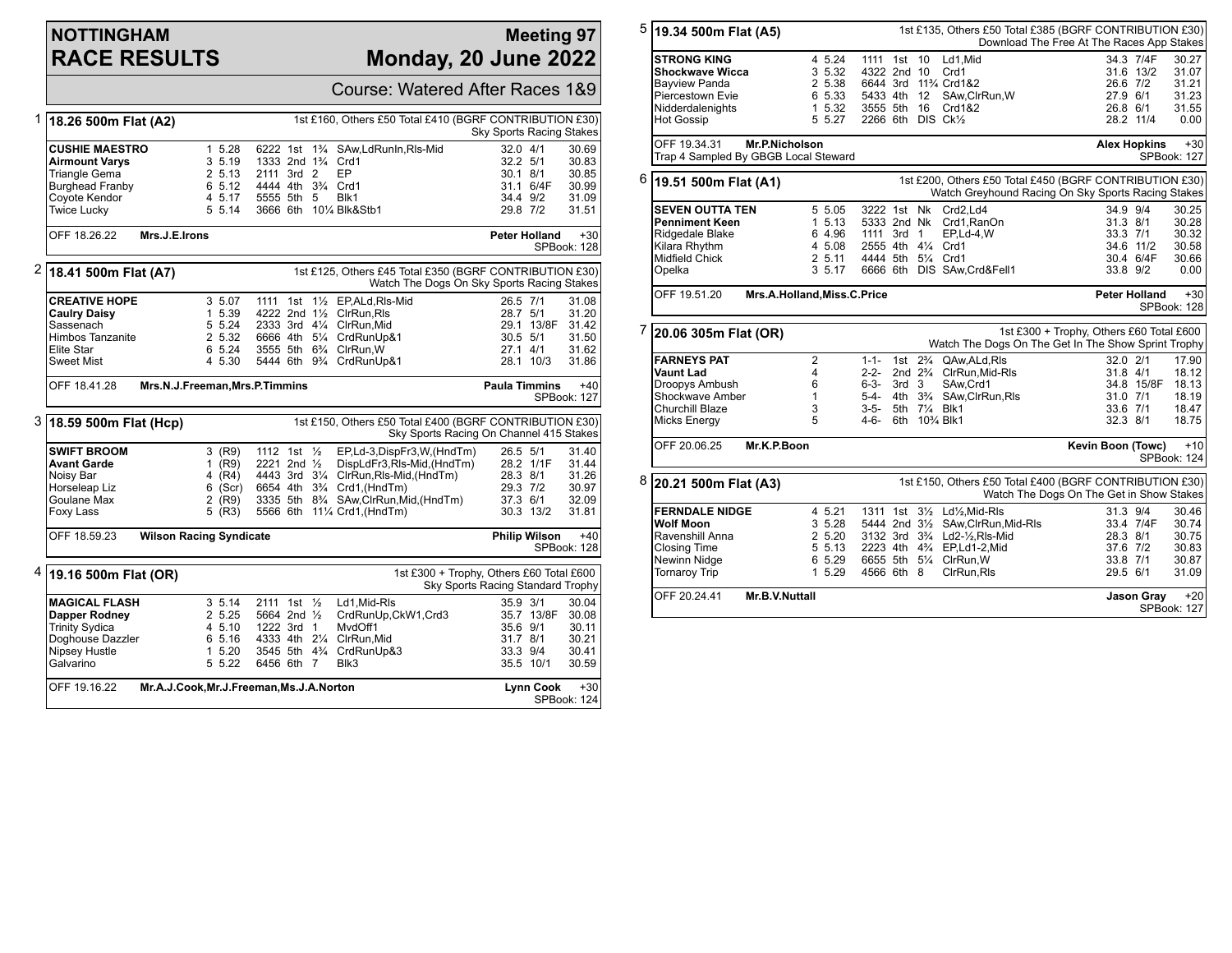# NOTTINGHAM RACE RESULTS

## Meeting 97 — Monday, 20 June 2022

Course: Watered After Races 1&9

### 1 — 18.26 500m Flat (A2)

1st £160, Others £50 Total £410 (BGRF CONTRIBUTION £30) Sky Sports Racing Stakes

| Greyhound | Trap | Weight | Sectional | Pos | Dist | Remarks | Wt | SP | Time |
|---|---|---|---|---|---|---|---|---|---|
| **CUSHIE MAESTRO** | 1 | 5.28 | 6222 | 1st | 1¾ | SAw,LdRunIn,Rls-Mid | 32.0 | 4/1 | 30.69 |
| **Airmount Varys** | 3 | 5.19 | 1333 | 2nd | 1¾ | Crd1 | 32.2 | 5/1 | 30.83 |
| Triangle Gema | 2 | 5.13 | 2111 | 3rd | 2 | EP | 30.1 | 8/1 | 30.85 |
| Burghead Franby | 6 | 5.12 | 4444 | 4th | 3¾ | Crd1 | 31.1 | 6/4F | 30.99 |
| Coyote Kendor | 4 | 5.17 | 5555 | 5th | 5 | Blk1 | 34.4 | 9/2 | 31.09 |
| Twice Lucky | 5 | 5.14 | 3666 | 6th | 10¼ | Blk&Stb1 | 29.8 | 7/2 | 31.51 |

OFF 18.26.22 **Mrs.J.E.Irons** — **Peter Holland** +30 SPBook: 128

### 2 — 18.41 500m Flat (A7)

1st £125, Others £45 Total £350 (BGRF CONTRIBUTION £30) Watch The Dogs On Sky Sports Racing Stakes

| Greyhound | Trap | Weight | Sectional | Pos | Dist | Remarks | Wt | SP | Time |
|---|---|---|---|---|---|---|---|---|---|
| **CREATIVE HOPE** | 3 | 5.07 | 1111 | 1st | 1½ | EP,ALd,Rls-Mid | 26.5 | 7/1 | 31.08 |
| **Caulry Daisy** | 1 | 5.39 | 4222 | 2nd | 1½ | ClrRun,Rls | 28.7 | 5/1 | 31.20 |
| Sassenach | 5 | 5.24 | 2333 | 3rd | 4¼ | ClrRun,Mid | 29.1 | 13/8F | 31.42 |
| Himbos Tanzanite | 2 | 5.32 | 6666 | 4th | 5¼ | CrdRunUp&1 | 30.5 | 5/1 | 31.50 |
| Elite Star | 6 | 5.24 | 3555 | 5th | 6¾ | ClrRun,W | 27.1 | 4/1 | 31.62 |
| Sweet Mist | 4 | 5.30 | 5444 | 6th | 9¾ | CrdRunUp&1 | 28.1 | 10/3 | 31.86 |

OFF 18.41.28 **Mrs.N.J.Freeman,Mrs.P.Timmins** — **Paula Timmins** +40 SPBook: 127

### 3 — 18.59 500m Flat (Hcp)

1st £150, Others £50 Total £400 (BGRF CONTRIBUTION £30) Sky Sports Racing On Channel 415 Stakes

| Greyhound | Trap | Hcp | Sectional | Pos | Dist | Remarks | Wt | SP | Time |
|---|---|---|---|---|---|---|---|---|---|
| **SWIFT BROOM** | 3 | (R9) | 1112 | 1st | ½ | EP,Ld-3,DispFr3,W,(HndTm) | 26.5 | 5/1 | 31.40 |
| **Avant Garde** | 1 | (R9) | 2221 | 2nd | ½ | DispLdFr3,Rls-Mid,(HndTm) | 28.2 | 1/1F | 31.44 |
| Noisy Bar | 4 | (R4) | 4443 | 3rd | 3¼ | ClrRun,Rls-Mid,(HndTm) | 28.3 | 8/1 | 31.26 |
| Horseleap Liz | 6 | (Scr) | 6654 | 4th | 3¾ | Crd1,(HndTm) | 29.3 | 7/2 | 30.97 |
| Goulane Max | 2 | (R9) | 3335 | 5th | 8¾ | SAw,ClrRun,Mid,(HndTm) | 37.3 | 6/1 | 32.09 |
| Foxy Lass | 5 | (R3) | 5566 | 6th | 11¼ | Crd1,(HndTm) | 30.3 | 13/2 | 31.81 |

OFF 18.59.23 **Wilson Racing Syndicate** — **Philip Wilson** +40 SPBook: 128

### 4 — 19.16 500m Flat (OR)

1st £300 + Trophy, Others £60 Total £600 Sky Sports Racing Standard Trophy

| Greyhound | Trap | Weight | Sectional | Pos | Dist | Remarks | Wt | SP | Time |
|---|---|---|---|---|---|---|---|---|---|
| **MAGICAL FLASH** | 3 | 5.14 | 2111 | 1st | ½ | Ld1,Mid-Rls | 35.9 | 3/1 | 30.04 |
| **Dapper Rodney** | 2 | 5.25 | 5664 | 2nd | ½ | CrdRunUp,CkW1,Crd3 | 35.7 | 13/8F | 30.08 |
| Trinity Sydica | 4 | 5.10 | 1222 | 3rd | 1 | MvdOff1 | 35.6 | 9/1 | 30.11 |
| Doghouse Dazzler | 6 | 5.16 | 4333 | 4th | 2¼ | ClrRun,Mid | 31.7 | 8/1 | 30.21 |
| Nipsey Hustle | 1 | 5.20 | 3545 | 5th | 4¾ | CrdRunUp&3 | 33.3 | 9/4 | 30.41 |
| Galvarino | 5 | 5.22 | 6456 | 6th | 7 | Blk3 | 35.5 | 10/1 | 30.59 |

OFF 19.16.22 **Mr.A.J.Cook,Mr.J.Freeman,Ms.J.A.Norton** — **Lynn Cook** +30 SPBook: 124

### 5 — 19.34 500m Flat (A5)

1st £135, Others £50 Total £385 (BGRF CONTRIBUTION £30) Download The Free At The Races App Stakes

| Greyhound | Trap | Weight | Sectional | Pos | Dist | Remarks | Wt | SP | Time |
|---|---|---|---|---|---|---|---|---|---|
| **STRONG KING** | 4 | 5.24 | 1111 | 1st | 10 | Ld1,Mid | 34.3 | 7/4F | 30.27 |
| **Shockwave Wicca** | 3 | 5.32 | 4322 | 2nd | 10 | Crd1 | 31.6 | 13/2 | 31.07 |
| Bayview Panda | 2 | 5.38 | 6644 | 3rd | 11¾ | Crd1&2 | 26.6 | 7/2 | 31.21 |
| Piercestown Evie | 6 | 5.33 | 5433 | 4th | 12 | SAw,ClrRun,W | 27.9 | 6/1 | 31.23 |
| Nidderdalenights | 1 | 5.32 | 3555 | 5th | 16 | Crd1&2 | 26.8 | 6/1 | 31.55 |
| Hot Gossip | 5 | 5.27 | 2266 | 6th | DIS | Ck½ | 28.2 | 11/4 | 0.00 |

OFF 19.34.31 **Mr.P.Nicholson** — **Alex Hopkins** +30 SPBook: 127

Trap 4 Sampled By GBGB Local Steward

### 6 — 19.51 500m Flat (A1)

1st £200, Others £50 Total £450 (BGRF CONTRIBUTION £30) Watch Greyhound Racing On Sky Sports Racing Stakes

| Greyhound | Trap | Weight | Sectional | Pos | Dist | Remarks | Wt | SP | Time |
|---|---|---|---|---|---|---|---|---|---|
| **SEVEN OUTTA TEN** | 5 | 5.05 | 3222 | 1st | Nk | Crd2,Ld4 | 34.9 | 9/4 | 30.25 |
| **Penniment Keen** | 1 | 5.13 | 5333 | 2nd | Nk | Crd1,RanOn | 31.3 | 8/1 | 30.28 |
| Ridgedale Blake | 6 | 4.96 | 1111 | 3rd | 1 | EP,Ld-4,W | 33.3 | 7/1 | 30.32 |
| Kilara Rhythm | 4 | 5.08 | 2555 | 4th | 4¼ | Crd1 | 34.6 | 11/2 | 30.58 |
| Midfield Chick | 2 | 5.11 | 4444 | 5th | 5¼ | Crd1 | 30.4 | 6/4F | 30.66 |
| Opelka | 3 | 5.17 | 6666 | 6th | DIS | SAw,Crd&Fell1 | 33.8 | 9/2 | 0.00 |

OFF 19.51.20 **Mrs.A.Holland,Miss.C.Price** — **Peter Holland** +30 SPBook: 128

### 7 — 20.06 305m Flat (OR)

1st £300 + Trophy, Others £60 Total £600 Watch The Dogs On The Get In The Show Sprint Trophy

| Greyhound | Trap | Weight | Sectional | Pos | Dist | Remarks | Wt | SP | Time |
|---|---|---|---|---|---|---|---|---|---|
| **FARNEYS PAT** | 2 | | 1-1- | 1st | 2¾ | QAw,ALd,Rls | 32.0 | 2/1 | 17.90 |
| **Vaunt Lad** | 4 | | 2-2- | 2nd | 2¾ | ClrRun,Mid-Rls | 31.8 | 4/1 | 18.12 |
| Droopys Ambush | 6 | | 6-3- | 3rd | 3 | SAw,Crd1 | 34.8 | 15/8F | 18.13 |
| Shockwave Amber | 1 | | 5-4- | 4th | 3¾ | SAw,ClrRun,Rls | 31.0 | 7/1 | 18.19 |
| Churchill Blaze | 3 | | 3-5- | 5th | 7¼ | Blk1 | 33.6 | 7/1 | 18.47 |
| Micks Energy | 5 | | 4-6- | 6th | 10¾ | Blk1 | 32.3 | 8/1 | 18.75 |

OFF 20.06.25 **Mr.K.P.Boon** — **Kevin Boon (Towc)** +10 SPBook: 124

### 8 — 20.21 500m Flat (A3)

1st £150, Others £50 Total £400 (BGRF CONTRIBUTION £30) Watch The Dogs On The Get in Show Stakes

| Greyhound | Trap | Weight | Sectional | Pos | Dist | Remarks | Wt | SP | Time |
|---|---|---|---|---|---|---|---|---|---|
| **FERNDALE NIDGE** | 4 | 5.21 | 1311 | 1st | 3½ | Ld½,Mid-Rls | 31.3 | 9/4 | 30.46 |
| **Wolf Moon** | 3 | 5.28 | 5444 | 2nd | 3½ | SAw,ClrRun,Mid-Rls | 33.4 | 7/4F | 30.74 |
| Ravenshill Anna | 2 | 5.20 | 3132 | 3rd | 3¾ | Ld2-½,Rls-Mid | 28.3 | 8/1 | 30.75 |
| Closing Time | 5 | 5.13 | 2223 | 4th | 4¾ | EP,Ld1-2,Mid | 37.6 | 7/2 | 30.83 |
| Newinn Nidge | 6 | 5.29 | 6655 | 5th | 5¼ | ClrRun,W | 33.8 | 7/1 | 30.87 |
| Tornaroy Trip | 1 | 5.29 | 4566 | 6th | 8 | ClrRun,Rls | 29.5 | 6/1 | 31.09 |

OFF 20.24.41 **Mr.B.V.Nuttall** — **Jason Gray** +20 SPBook: 127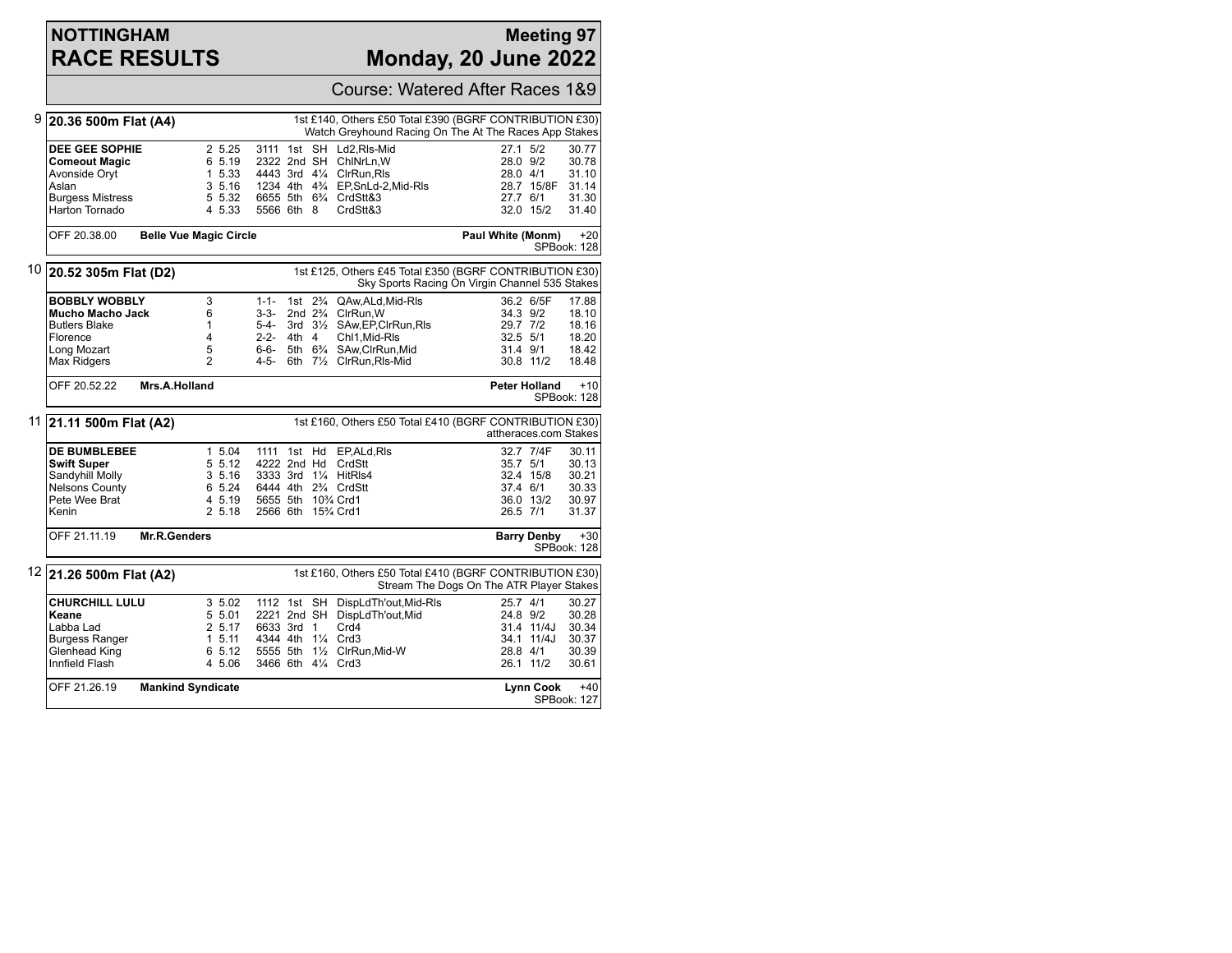# NOTTINGHAM RACE RESULTS

## Meeting 97
## Monday, 20 June 2022

Course: Watered After Races 1&9

### 9 — 20.36 500m Flat (A4)

1st £140, Others £50 Total £390 (BGRF CONTRIBUTION £30)
Watch Greyhound Racing On The At The Races App Stakes

| | | | | | | | | | | |
|---|---|---|---|---|---|---|---|---|---|---|
| **DEE GEE SOPHIE** | 2 | 5.25 | 3111 | 1st | SH | Ld2,Rls-Mid | 27.1 | 5/2 | 30.77 |
| **Comeout Magic** | 6 | 5.19 | 2322 | 2nd | SH | ChlNrLn,W | 28.0 | 9/2 | 30.78 |
| Avonside Oryt | 1 | 5.33 | 4443 | 3rd | 4¼ | ClrRun,Rls | 28.0 | 4/1 | 31.10 |
| Aslan | 3 | 5.16 | 1234 | 4th | 4¾ | EP,SnLd-2,Mid-Rls | 28.7 | 15/8F | 31.14 |
| Burgess Mistress | 5 | 5.32 | 6655 | 5th | 6¾ | CrdStt&3 | 27.7 | 6/1 | 31.30 |
| Harton Tornado | 4 | 5.33 | 5566 | 6th | 8 | CrdStt&3 | 32.0 | 15/2 | 31.40 |

OFF 20.38.00 **Belle Vue Magic Circle** — **Paul White (Monm)** +20 SPBook: 128

### 10 — 20.52 305m Flat (D2)

1st £125, Others £45 Total £350 (BGRF CONTRIBUTION £30)
Sky Sports Racing On Virgin Channel 535 Stakes

| | | | | | | | | | |
|---|---|---|---|---|---|---|---|---|---|
| **BOBBLY WOBBLY** | 3 | 1-1- | 1st | 2¾ | QAw,ALd,Mid-Rls | 36.2 | 6/5F | 17.88 |
| **Mucho Macho Jack** | 6 | 3-3- | 2nd | 2¾ | ClrRun,W | 34.3 | 9/2 | 18.10 |
| Butlers Blake | 1 | 5-4- | 3rd | 3½ | SAw,EP,ClrRun,Rls | 29.7 | 7/2 | 18.16 |
| Florence | 4 | 2-2- | 4th | 4 | Chl1,Mid-Rls | 32.5 | 5/1 | 18.20 |
| Long Mozart | 5 | 6-6- | 5th | 6¾ | SAw,ClrRun,Mid | 31.4 | 9/1 | 18.42 |
| Max Ridgers | 2 | 4-5- | 6th | 7½ | ClrRun,Rls-Mid | 30.8 | 11/2 | 18.48 |

OFF 20.52.22 **Mrs.A.Holland** — **Peter Holland** +10 SPBook: 128

### 11 — 21.11 500m Flat (A2)

1st £160, Others £50 Total £410 (BGRF CONTRIBUTION £30)
attheraces.com Stakes

| | | | | | | | | | | |
|---|---|---|---|---|---|---|---|---|---|---|
| **DE BUMBLEBEE** | 1 | 5.04 | 1111 | 1st | Hd | EP,ALd,Rls | 32.7 | 7/4F | 30.11 |
| **Swift Super** | 5 | 5.12 | 4222 | 2nd | Hd | CrdStt | 35.7 | 5/1 | 30.13 |
| Sandyhill Molly | 3 | 5.16 | 3333 | 3rd | 1¼ | HitRls4 | 32.4 | 15/8 | 30.21 |
| Nelsons County | 6 | 5.24 | 6444 | 4th | 2¾ | CrdStt | 37.4 | 6/1 | 30.33 |
| Pete Wee Brat | 4 | 5.19 | 5655 | 5th | 10¾ | Crd1 | 36.0 | 13/2 | 30.97 |
| Kenin | 2 | 5.18 | 2566 | 6th | 15¾ | Crd1 | 26.5 | 7/1 | 31.37 |

OFF 21.11.19 **Mr.R.Genders** — **Barry Denby** +30 SPBook: 128

### 12 — 21.26 500m Flat (A2)

1st £160, Others £50 Total £410 (BGRF CONTRIBUTION £30)
Stream The Dogs On The ATR Player Stakes

| | | | | | | | | | | |
|---|---|---|---|---|---|---|---|---|---|---|
| **CHURCHILL LULU** | 3 | 5.02 | 1112 | 1st | SH | DispLdTh'out,Mid-Rls | 25.7 | 4/1 | 30.27 |
| **Keane** | 5 | 5.01 | 2221 | 2nd | SH | DispLdTh'out,Mid | 24.8 | 9/2 | 30.28 |
| Labba Lad | 2 | 5.17 | 6633 | 3rd | 1 | Crd4 | 31.4 | 11/4J | 30.34 |
| Burgess Ranger | 1 | 5.11 | 4344 | 4th | 1¼ | Crd3 | 34.1 | 11/4J | 30.37 |
| Glenhead King | 6 | 5.12 | 5555 | 5th | 1½ | ClrRun,Mid-W | 28.8 | 4/1 | 30.39 |
| Innfield Flash | 4 | 5.06 | 3466 | 6th | 4¼ | Crd3 | 26.1 | 11/2 | 30.61 |

OFF 21.26.19 **Mankind Syndicate** — **Lynn Cook** +40 SPBook: 127